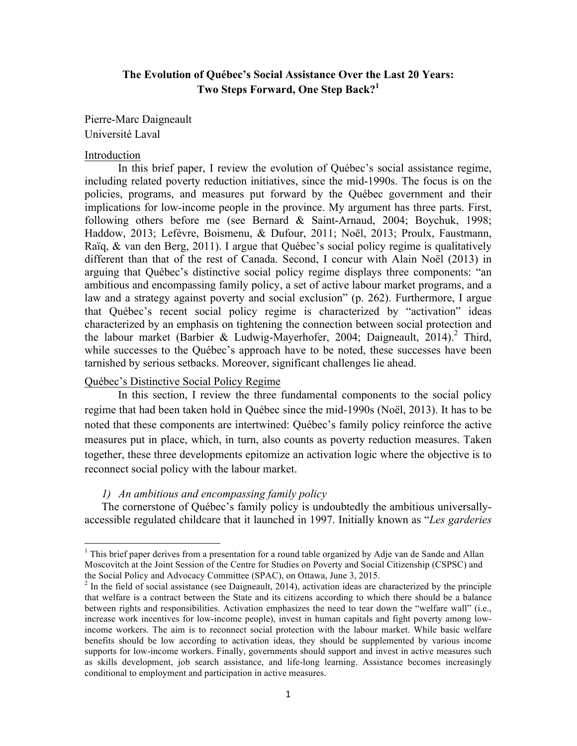# The Evolution of Québec's Social Assistance Over the Last 20 Years: Two Steps Forward, One Step Back?[1]

Pierre-Marc Daigneault
Université Laval

## Introduction

In this brief paper, I review the evolution of Québec's social assistance regime, including related poverty reduction initiatives, since the mid-1990s. The focus is on the policies, programs, and measures put forward by the Québec government and their implications for low-income people in the province. My argument has three parts. First, following others before me (see Bernard & Saint-Arnaud, 2004; Boychuk, 1998; Haddow, 2013; Lefèvre, Boismenu, & Dufour, 2011; Noël, 2013; Proulx, Faustmann, Raïq, & van den Berg, 2011). I argue that Québec's social policy regime is qualitatively different than that of the rest of Canada. Second, I concur with Alain Noël (2013) in arguing that Québec's distinctive social policy regime displays three components: "an ambitious and encompassing family policy, a set of active labour market programs, and a law and a strategy against poverty and social exclusion" (p. 262). Furthermore, I argue that Québec's recent social policy regime is characterized by "activation" ideas characterized by an emphasis on tightening the connection between social protection and the labour market (Barbier & Ludwig-Mayerhofer, 2004; Daigneault, 2014).[2] Third, while successes to the Québec's approach have to be noted, these successes have been tarnished by serious setbacks. Moreover, significant challenges lie ahead.

## Québec's Distinctive Social Policy Regime

In this section, I review the three fundamental components to the social policy regime that had been taken hold in Québec since the mid-1990s (Noël, 2013). It has to be noted that these components are intertwined: Québec's family policy reinforce the active measures put in place, which, in turn, also counts as poverty reduction measures. Taken together, these three developments epitomize an activation logic where the objective is to reconnect social policy with the labour market.

### 1) *An ambitious and encompassing family policy*

The cornerstone of Québec's family policy is undoubtedly the ambitious universally-accessible regulated childcare that it launched in 1997. Initially known as "*Les garderies*

---

[1] This brief paper derives from a presentation for a round table organized by Adje van de Sande and Allan Moscovitch at the Joint Session of the Centre for Studies on Poverty and Social Citizenship (CSPSC) and the Social Policy and Advocacy Committee (SPAC), on Ottawa, June 3, 2015.

[2] In the field of social assistance (see Daigneault, 2014), activation ideas are characterized by the principle that welfare is a contract between the State and its citizens according to which there should be a balance between rights and responsibilities. Activation emphasizes the need to tear down the "welfare wall" (i.e., increase work incentives for low-income people), invest in human capitals and fight poverty among low-income workers. The aim is to reconnect social protection with the labour market. While basic welfare benefits should be low according to activation ideas, they should be supplemented by various income supports for low-income workers. Finally, governments should support and invest in active measures such as skills development, job search assistance, and life-long learning. Assistance becomes increasingly conditional to employment and participation in active measures.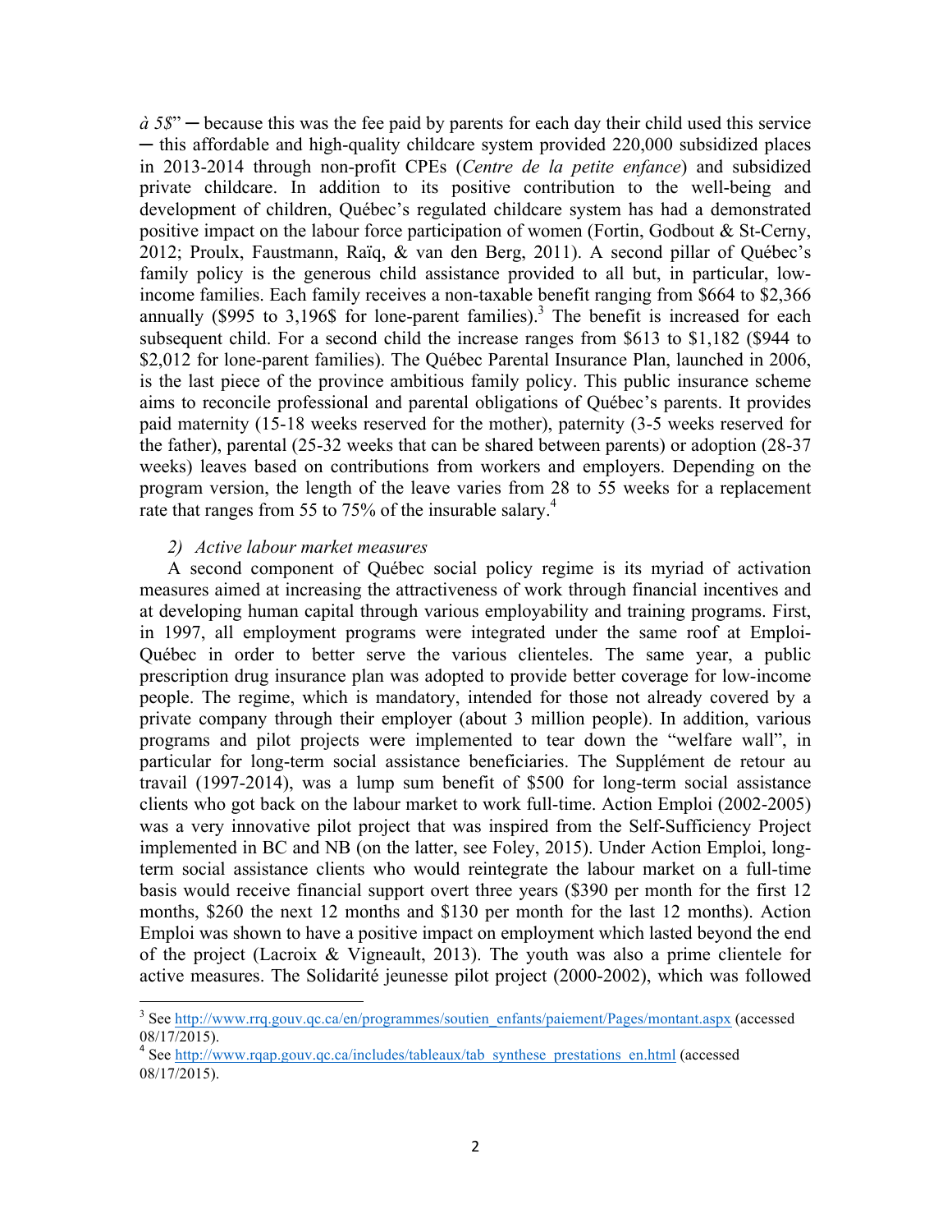*à 5$*" ─ because this was the fee paid by parents for each day their child used this service ─ this affordable and high-quality childcare system provided 220,000 subsidized places in 2013-2014 through non-profit CPEs (*Centre de la petite enfance*) and subsidized private childcare. In addition to its positive contribution to the well-being and development of children, Québec's regulated childcare system has had a demonstrated positive impact on the labour force participation of women (Fortin, Godbout & St-Cerny, 2012; Proulx, Faustmann, Raïq, & van den Berg, 2011). A second pillar of Québec's family policy is the generous child assistance provided to all but, in particular, low-income families. Each family receives a non-taxable benefit ranging from $664 to $2,366 annually ($995 to 3,196$ for lone-parent families).[3] The benefit is increased for each subsequent child. For a second child the increase ranges from $613 to $1,182 ($944 to $2,012 for lone-parent families). The Québec Parental Insurance Plan, launched in 2006, is the last piece of the province ambitious family policy. This public insurance scheme aims to reconcile professional and parental obligations of Québec's parents. It provides paid maternity (15-18 weeks reserved for the mother), paternity (3-5 weeks reserved for the father), parental (25-32 weeks that can be shared between parents) or adoption (28-37 weeks) leaves based on contributions from workers and employers. Depending on the program version, the length of the leave varies from 28 to 55 weeks for a replacement rate that ranges from 55 to 75% of the insurable salary.[4]

### 2) *Active labour market measures*

A second component of Québec social policy regime is its myriad of activation measures aimed at increasing the attractiveness of work through financial incentives and at developing human capital through various employability and training programs. First, in 1997, all employment programs were integrated under the same roof at Emploi-Québec in order to better serve the various clienteles. The same year, a public prescription drug insurance plan was adopted to provide better coverage for low-income people. The regime, which is mandatory, intended for those not already covered by a private company through their employer (about 3 million people). In addition, various programs and pilot projects were implemented to tear down the "welfare wall", in particular for long-term social assistance beneficiaries. The Supplément de retour au travail (1997-2014), was a lump sum benefit of $500 for long-term social assistance clients who got back on the labour market to work full-time. Action Emploi (2002-2005) was a very innovative pilot project that was inspired from the Self-Sufficiency Project implemented in BC and NB (on the latter, see Foley, 2015). Under Action Emploi, long-term social assistance clients who would reintegrate the labour market on a full-time basis would receive financial support overt three years ($390 per month for the first 12 months, $260 the next 12 months and $130 per month for the last 12 months). Action Emploi was shown to have a positive impact on employment which lasted beyond the end of the project (Lacroix & Vigneault, 2013). The youth was also a prime clientele for active measures. The Solidarité jeunesse pilot project (2000-2002), which was followed

---

[3] See http://www.rrq.gouv.qc.ca/en/programmes/soutien_enfants/paiement/Pages/montant.aspx (accessed 08/17/2015).

[4] See http://www.rqap.gouv.qc.ca/includes/tableaux/tab_synthese_prestations_en.html (accessed 08/17/2015).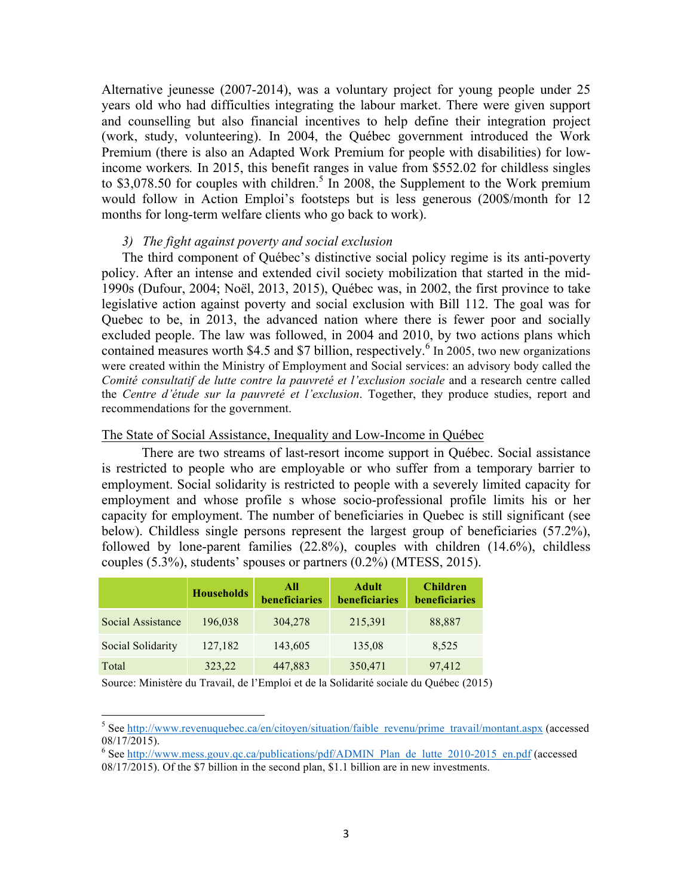Alternative jeunesse (2007-2014), was a voluntary project for young people under 25 years old who had difficulties integrating the labour market. There were given support and counselling but also financial incentives to help define their integration project (work, study, volunteering). In 2004, the Québec government introduced the Work Premium (there is also an Adapted Work Premium for people with disabilities) for low-income workers*.* In 2015, this benefit ranges in value from $552.02 for childless singles to $3,078.50 for couples with children.[5] In 2008, the Supplement to the Work premium would follow in Action Emploi's footsteps but is less generous (200$/month for 12 months for long-term welfare clients who go back to work).

*3) The fight against poverty and social exclusion*

The third component of Québec's distinctive social policy regime is its anti-poverty policy. After an intense and extended civil society mobilization that started in the mid-1990s (Dufour, 2004; Noël, 2013, 2015), Québec was, in 2002, the first province to take legislative action against poverty and social exclusion with Bill 112. The goal was for Quebec to be, in 2013, the advanced nation where there is fewer poor and socially excluded people. The law was followed, in 2004 and 2010, by two actions plans which contained measures worth $4.5 and $7 billion, respectively.[6] In 2005, two new organizations were created within the Ministry of Employment and Social services: an advisory body called the *Comité consultatif de lutte contre la pauvreté et l'exclusion sociale* and a research centre called the *Centre d'étude sur la pauvreté et l'exclusion*. Together, they produce studies, report and recommendations for the government.

## The State of Social Assistance, Inequality and Low-Income in Québec

There are two streams of last-resort income support in Québec. Social assistance is restricted to people who are employable or who suffer from a temporary barrier to employment. Social solidarity is restricted to people with a severely limited capacity for employment and whose profile s whose socio-professional profile limits his or her capacity for employment. The number of beneficiaries in Quebec is still significant (see below). Childless single persons represent the largest group of beneficiaries (57.2%), followed by lone-parent families (22.8%), couples with children (14.6%), childless couples (5.3%), students' spouses or partners (0.2%) (MTESS, 2015).

| | Households | All beneficiaries | Adult beneficiaries | Children beneficiaries |
|---|---|---|---|---|
| Social Assistance | 196,038 | 304,278 | 215,391 | 88,887 |
| Social Solidarity | 127,182 | 143,605 | 135,08 | 8,525 |
| Total | 323,22 | 447,883 | 350,471 | 97,412 |

Source: Ministère du Travail, de l'Emploi et de la Solidarité sociale du Québec (2015)

[5] See http://www.revenuquebec.ca/en/citoyen/situation/faible_revenu/prime_travail/montant.aspx (accessed 08/17/2015).

[6] See http://www.mess.gouv.qc.ca/publications/pdf/ADMIN_Plan_de_lutte_2010-2015_en.pdf (accessed 08/17/2015). Of the $7 billion in the second plan, $1.1 billion are in new investments.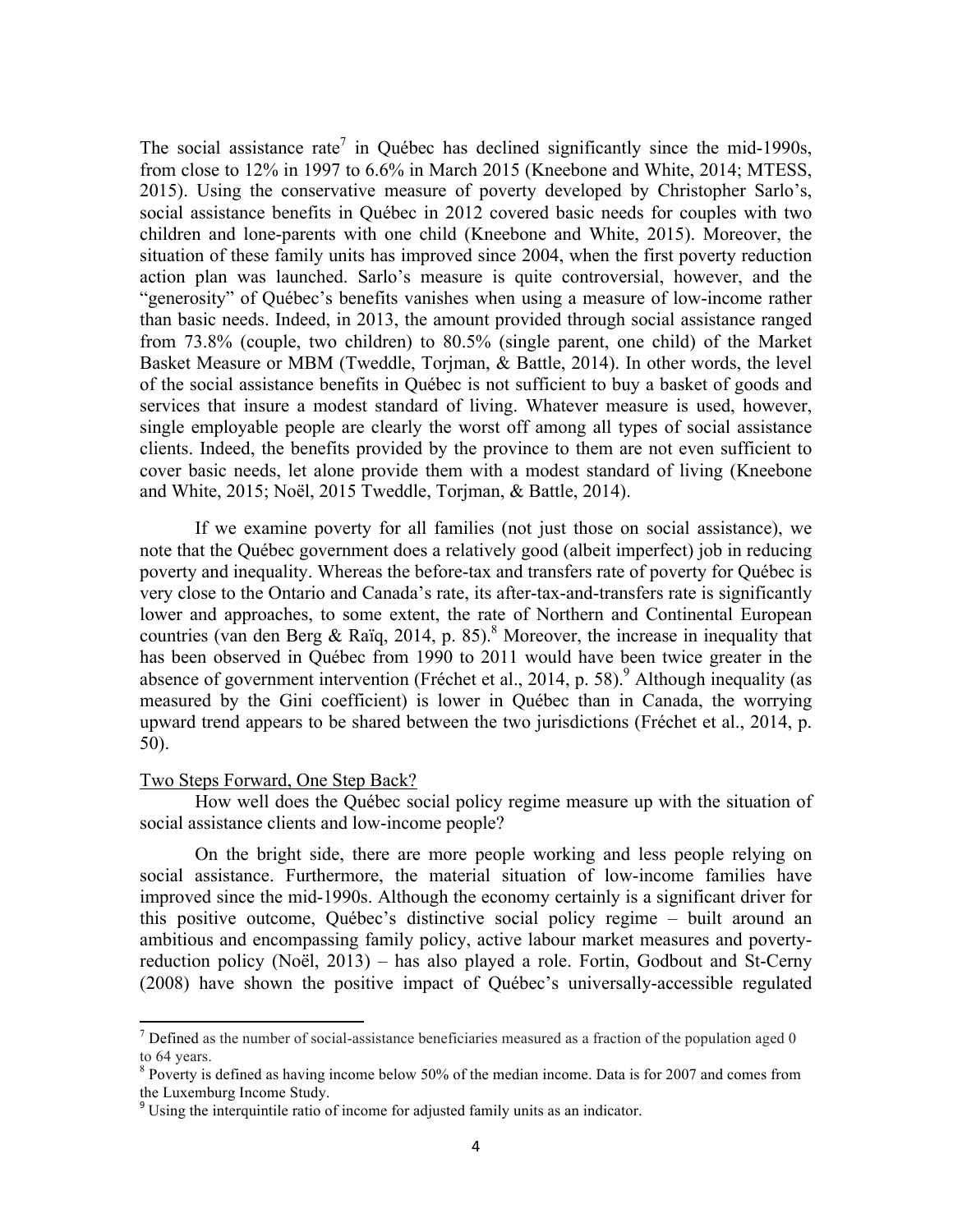The social assistance rate[7] in Québec has declined significantly since the mid-1990s, from close to 12% in 1997 to 6.6% in March 2015 (Kneebone and White, 2014; MTESS, 2015). Using the conservative measure of poverty developed by Christopher Sarlo's, social assistance benefits in Québec in 2012 covered basic needs for couples with two children and lone-parents with one child (Kneebone and White, 2015). Moreover, the situation of these family units has improved since 2004, when the first poverty reduction action plan was launched. Sarlo's measure is quite controversial, however, and the "generosity" of Québec's benefits vanishes when using a measure of low-income rather than basic needs. Indeed, in 2013, the amount provided through social assistance ranged from 73.8% (couple, two children) to 80.5% (single parent, one child) of the Market Basket Measure or MBM (Tweddle, Torjman, & Battle, 2014). In other words, the level of the social assistance benefits in Québec is not sufficient to buy a basket of goods and services that insure a modest standard of living. Whatever measure is used, however, single employable people are clearly the worst off among all types of social assistance clients. Indeed, the benefits provided by the province to them are not even sufficient to cover basic needs, let alone provide them with a modest standard of living (Kneebone and White, 2015; Noël, 2015 Tweddle, Torjman, & Battle, 2014).

If we examine poverty for all families (not just those on social assistance), we note that the Québec government does a relatively good (albeit imperfect) job in reducing poverty and inequality. Whereas the before-tax and transfers rate of poverty for Québec is very close to the Ontario and Canada's rate, its after-tax-and-transfers rate is significantly lower and approaches, to some extent, the rate of Northern and Continental European countries (van den Berg & Raïq, 2014, p. 85).[8] Moreover, the increase in inequality that has been observed in Québec from 1990 to 2011 would have been twice greater in the absence of government intervention (Fréchet et al., 2014, p. 58).[9] Although inequality (as measured by the Gini coefficient) is lower in Québec than in Canada, the worrying upward trend appears to be shared between the two jurisdictions (Fréchet et al., 2014, p. 50).

## Two Steps Forward, One Step Back?

How well does the Québec social policy regime measure up with the situation of social assistance clients and low-income people?

On the bright side, there are more people working and less people relying on social assistance. Furthermore, the material situation of low-income families have improved since the mid-1990s. Although the economy certainly is a significant driver for this positive outcome, Québec's distinctive social policy regime – built around an ambitious and encompassing family policy, active labour market measures and poverty-reduction policy (Noël, 2013) – has also played a role. Fortin, Godbout and St-Cerny (2008) have shown the positive impact of Québec's universally-accessible regulated

---

[7] Defined as the number of social-assistance beneficiaries measured as a fraction of the population aged 0 to 64 years.

[8] Poverty is defined as having income below 50% of the median income. Data is for 2007 and comes from the Luxemburg Income Study.

[9] Using the interquintile ratio of income for adjusted family units as an indicator.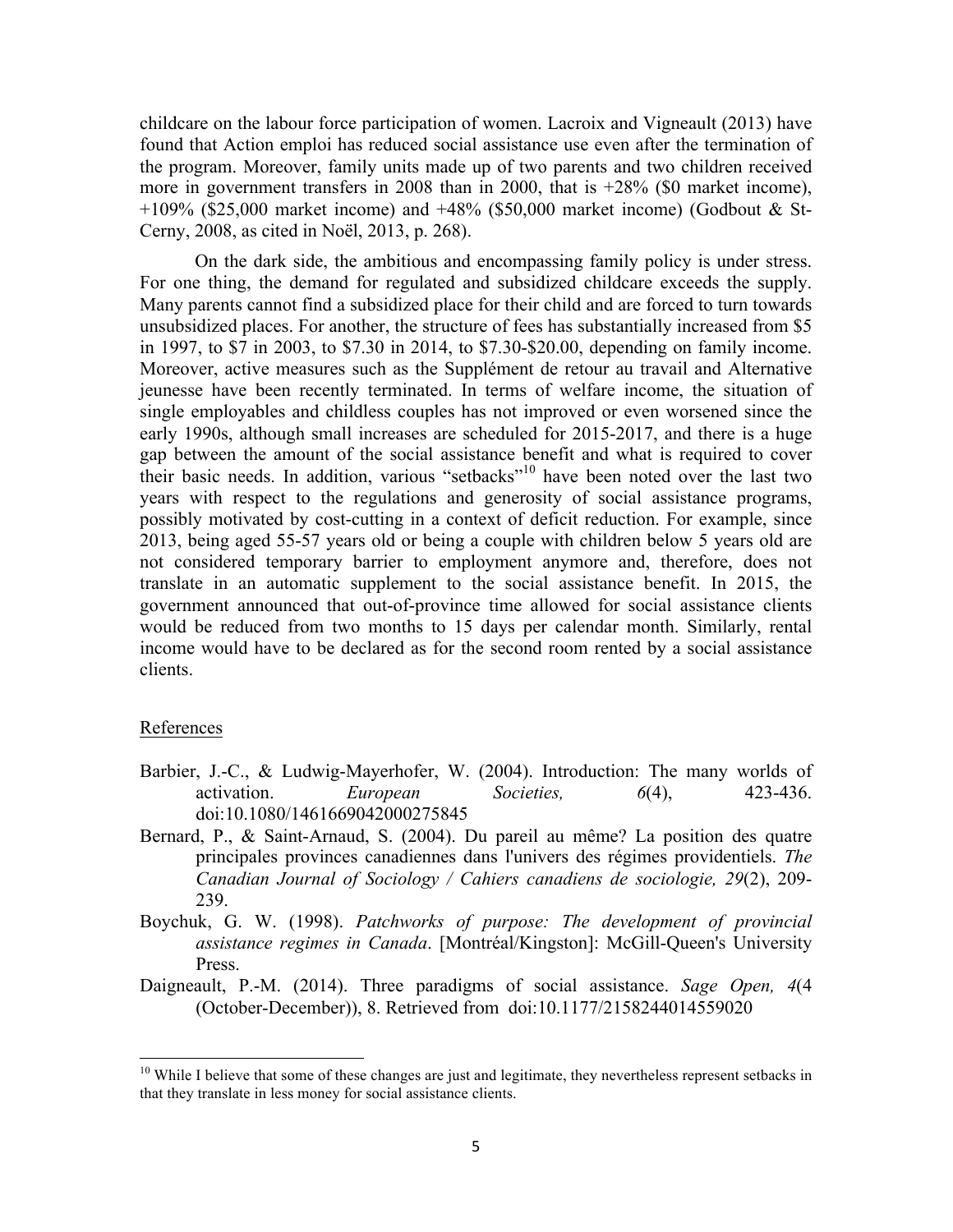childcare on the labour force participation of women. Lacroix and Vigneault (2013) have found that Action emploi has reduced social assistance use even after the termination of the program. Moreover, family units made up of two parents and two children received more in government transfers in 2008 than in 2000, that is +28% ($0 market income), +109% ($25,000 market income) and +48% ($50,000 market income) (Godbout & St-Cerny, 2008, as cited in Noël, 2013, p. 268).

On the dark side, the ambitious and encompassing family policy is under stress. For one thing, the demand for regulated and subsidized childcare exceeds the supply. Many parents cannot find a subsidized place for their child and are forced to turn towards unsubsidized places. For another, the structure of fees has substantially increased from $5 in 1997, to $7 in 2003, to $7.30 in 2014, to $7.30-$20.00, depending on family income. Moreover, active measures such as the Supplément de retour au travail and Alternative jeunesse have been recently terminated. In terms of welfare income, the situation of single employables and childless couples has not improved or even worsened since the early 1990s, although small increases are scheduled for 2015-2017, and there is a huge gap between the amount of the social assistance benefit and what is required to cover their basic needs. In addition, various "setbacks"[10] have been noted over the last two years with respect to the regulations and generosity of social assistance programs, possibly motivated by cost-cutting in a context of deficit reduction. For example, since 2013, being aged 55-57 years old or being a couple with children below 5 years old are not considered temporary barrier to employment anymore and, therefore, does not translate in an automatic supplement to the social assistance benefit. In 2015, the government announced that out-of-province time allowed for social assistance clients would be reduced from two months to 15 days per calendar month. Similarly, rental income would have to be declared as for the second room rented by a social assistance clients.

## References

- Barbier, J.-C., & Ludwig-Mayerhofer, W. (2004). Introduction: The many worlds of activation. *European Societies, 6*(4), 423-436. doi:10.1080/1461669042000275845
- Bernard, P., & Saint-Arnaud, S. (2004). Du pareil au même? La position des quatre principales provinces canadiennes dans l'univers des régimes providentiels. *The Canadian Journal of Sociology / Cahiers canadiens de sociologie, 29*(2), 209-239.
- Boychuk, G. W. (1998). *Patchworks of purpose: The development of provincial assistance regimes in Canada*. [Montréal/Kingston]: McGill-Queen's University Press.
- Daigneault, P.-M. (2014). Three paradigms of social assistance. *Sage Open, 4*(4 (October-December)), 8. Retrieved from doi:10.1177/2158244014559020

---

[10] While I believe that some of these changes are just and legitimate, they nevertheless represent setbacks in that they translate in less money for social assistance clients.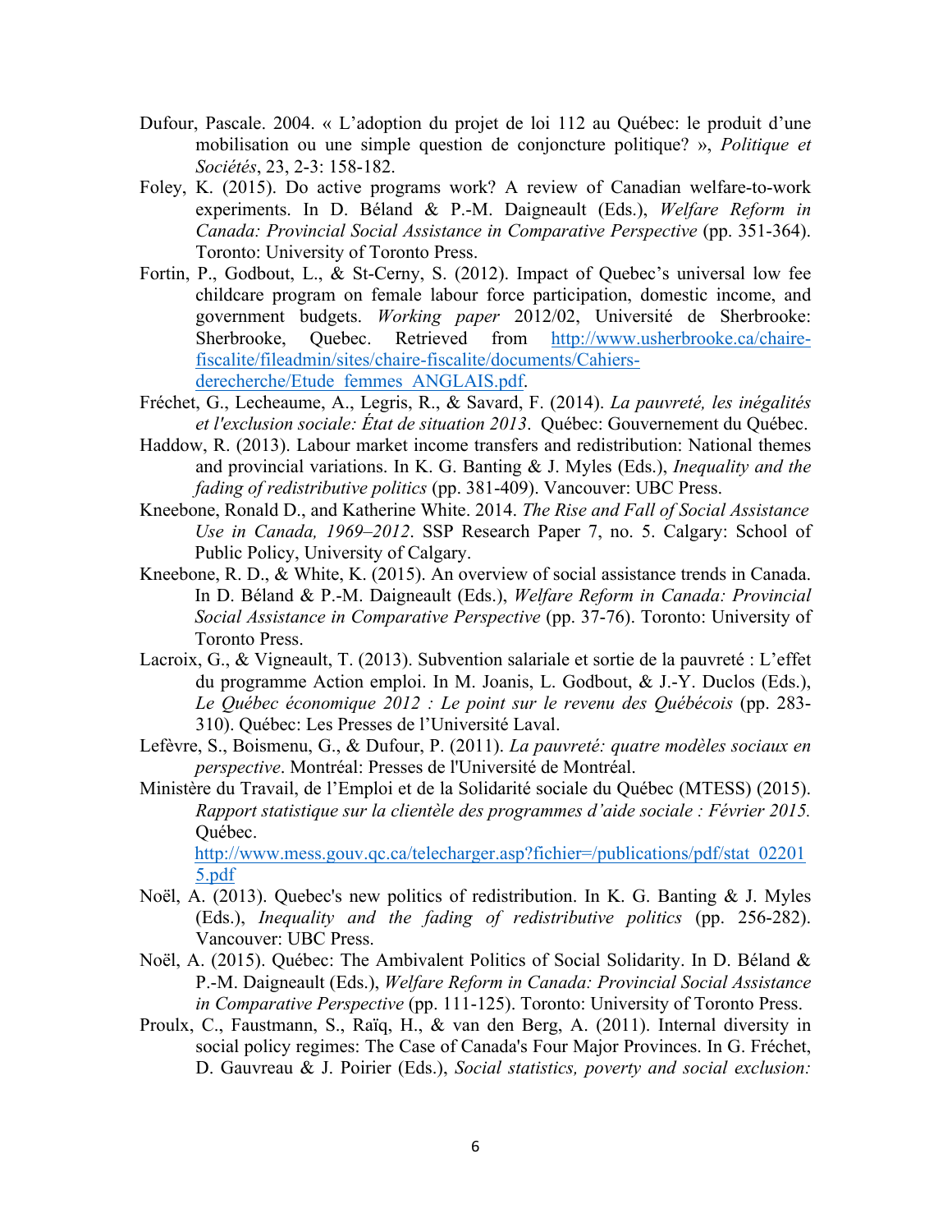Dufour, Pascale. 2004. « L'adoption du projet de loi 112 au Québec: le produit d'une mobilisation ou une simple question de conjoncture politique? », *Politique et Sociétés*, 23, 2-3: 158-182.

Foley, K. (2015). Do active programs work? A review of Canadian welfare-to-work experiments. In D. Béland & P.-M. Daigneault (Eds.), *Welfare Reform in Canada: Provincial Social Assistance in Comparative Perspective* (pp. 351-364). Toronto: University of Toronto Press.

Fortin, P., Godbout, L., & St-Cerny, S. (2012). Impact of Quebec's universal low fee childcare program on female labour force participation, domestic income, and government budgets. *Working paper* 2012/02, Université de Sherbrooke: Sherbrooke, Quebec. Retrieved from http://www.usherbrooke.ca/chaire-fiscalite/fileadmin/sites/chaire-fiscalite/documents/Cahiers-derecherche/Etude_femmes_ANGLAIS.pdf.

Fréchet, G., Lecheaume, A., Legris, R., & Savard, F. (2014). *La pauvreté, les inégalités et l'exclusion sociale: État de situation 2013*. Québec: Gouvernement du Québec.

Haddow, R. (2013). Labour market income transfers and redistribution: National themes and provincial variations. In K. G. Banting & J. Myles (Eds.), *Inequality and the fading of redistributive politics* (pp. 381-409). Vancouver: UBC Press.

Kneebone, Ronald D., and Katherine White. 2014. *The Rise and Fall of Social Assistance Use in Canada, 1969–2012*. SSP Research Paper 7, no. 5. Calgary: School of Public Policy, University of Calgary.

Kneebone, R. D., & White, K. (2015). An overview of social assistance trends in Canada. In D. Béland & P.-M. Daigneault (Eds.), *Welfare Reform in Canada: Provincial Social Assistance in Comparative Perspective* (pp. 37-76). Toronto: University of Toronto Press.

Lacroix, G., & Vigneault, T. (2013). Subvention salariale et sortie de la pauvreté : L'effet du programme Action emploi. In M. Joanis, L. Godbout, & J.-Y. Duclos (Eds.), *Le Québec économique 2012 : Le point sur le revenu des Québécois* (pp. 283-310). Québec: Les Presses de l'Université Laval.

Lefèvre, S., Boismenu, G., & Dufour, P. (2011). *La pauvreté: quatre modèles sociaux en perspective*. Montréal: Presses de l'Université de Montréal.

Ministère du Travail, de l'Emploi et de la Solidarité sociale du Québec (MTESS) (2015). *Rapport statistique sur la clientèle des programmes d'aide sociale : Février 2015.* Québec.
http://www.mess.gouv.qc.ca/telecharger.asp?fichier=/publications/pdf/stat_022015.pdf

Noël, A. (2013). Quebec's new politics of redistribution. In K. G. Banting & J. Myles (Eds.), *Inequality and the fading of redistributive politics* (pp. 256-282). Vancouver: UBC Press.

Noël, A. (2015). Québec: The Ambivalent Politics of Social Solidarity. In D. Béland & P.-M. Daigneault (Eds.), *Welfare Reform in Canada: Provincial Social Assistance in Comparative Perspective* (pp. 111-125). Toronto: University of Toronto Press.

Proulx, C., Faustmann, S., Raïq, H., & van den Berg, A. (2011). Internal diversity in social policy regimes: The Case of Canada's Four Major Provinces. In G. Fréchet, D. Gauvreau & J. Poirier (Eds.), *Social statistics, poverty and social exclusion:*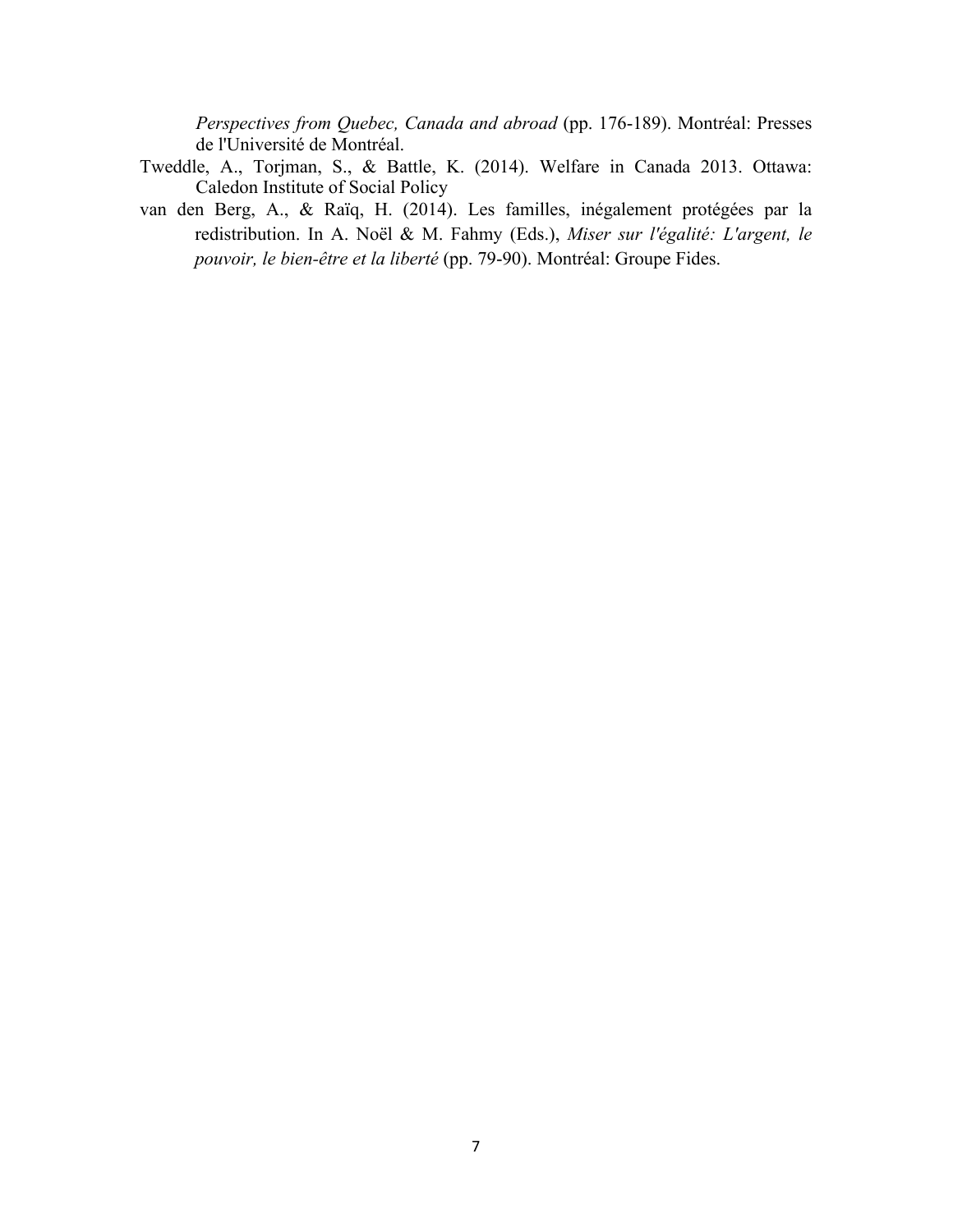*Perspectives from Quebec, Canada and abroad* (pp. 176-189). Montréal: Presses de l'Université de Montréal.

Tweddle, A., Torjman, S., & Battle, K. (2014). Welfare in Canada 2013. Ottawa: Caledon Institute of Social Policy

van den Berg, A., & Raïq, H. (2014). Les familles, inégalement protégées par la redistribution. In A. Noël & M. Fahmy (Eds.), *Miser sur l'égalité: L'argent, le pouvoir, le bien-être et la liberté* (pp. 79-90). Montréal: Groupe Fides.